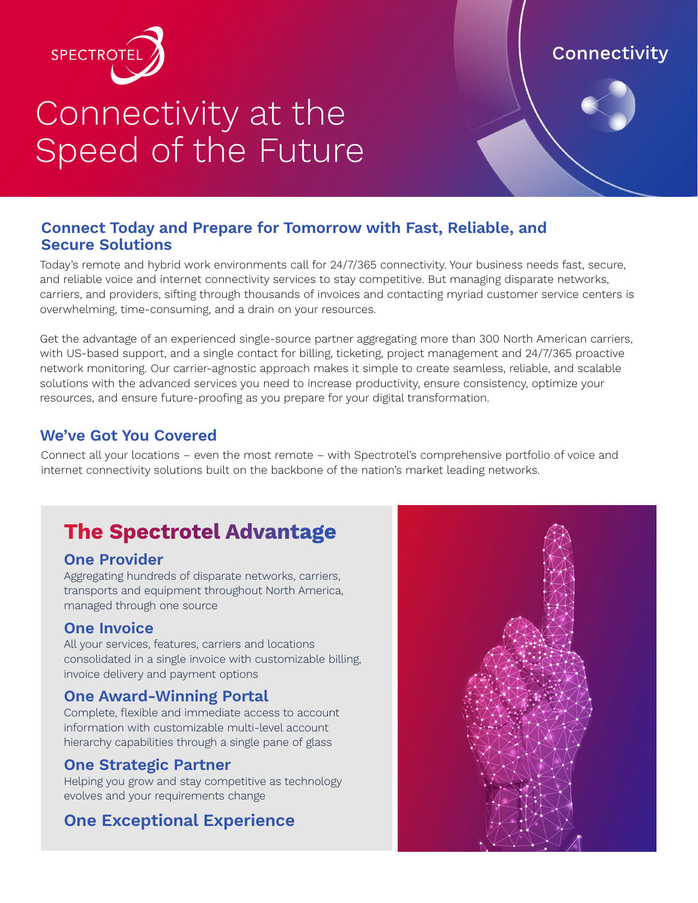SPECTROTEL

Connectivity

# Connectivity at the Speed of the Future

## Connect Today and Prepare for Tomorrow with Fast, Reliable, and Secure Solutions

Today's remote and hybrid work environments call for 24/7/365 connectivity. Your business needs fast, secure, and reliable voice and internet connectivity services to stay competitive. But managing disparate networks, carriers, and providers, sifting through thousands of invoices and contacting myriad customer service centers is overwhelming, time-consuming, and a drain on your resources.

Get the advantage of an experienced single-source partner aggregating more than 300 North American carriers, with US-based support, and a single contact for billing, ticketing, project management and 24/7/365 proactive network monitoring. Our carrier-agnostic approach makes it simple to create seamless, reliable, and scalable solutions with the advanced services you need to increase productivity, ensure consistency, optimize your resources, and ensure future-proofing as you prepare for your digital transformation.

## We've Got You Covered

Connect all your locations – even the most remote – with Spectrotel's comprehensive portfolio of voice and internet connectivity solutions built on the backbone of the nation's market leading networks.

## The Spectrotel Advantage

### One Provider

Aggregating hundreds of disparate networks, carriers, transports and equipment throughout North America, managed through one source

### One Invoice

All your services, features, carriers and locations consolidated in a single invoice with customizable billing, invoice delivery and payment options

### One Award-Winning Portal

Complete, flexible and immediate access to account information with customizable multi-level account hierarchy capabilities through a single pane of glass

### One Strategic Partner

Helping you grow and stay competitive as technology evolves and your requirements change

### One Exceptional Experience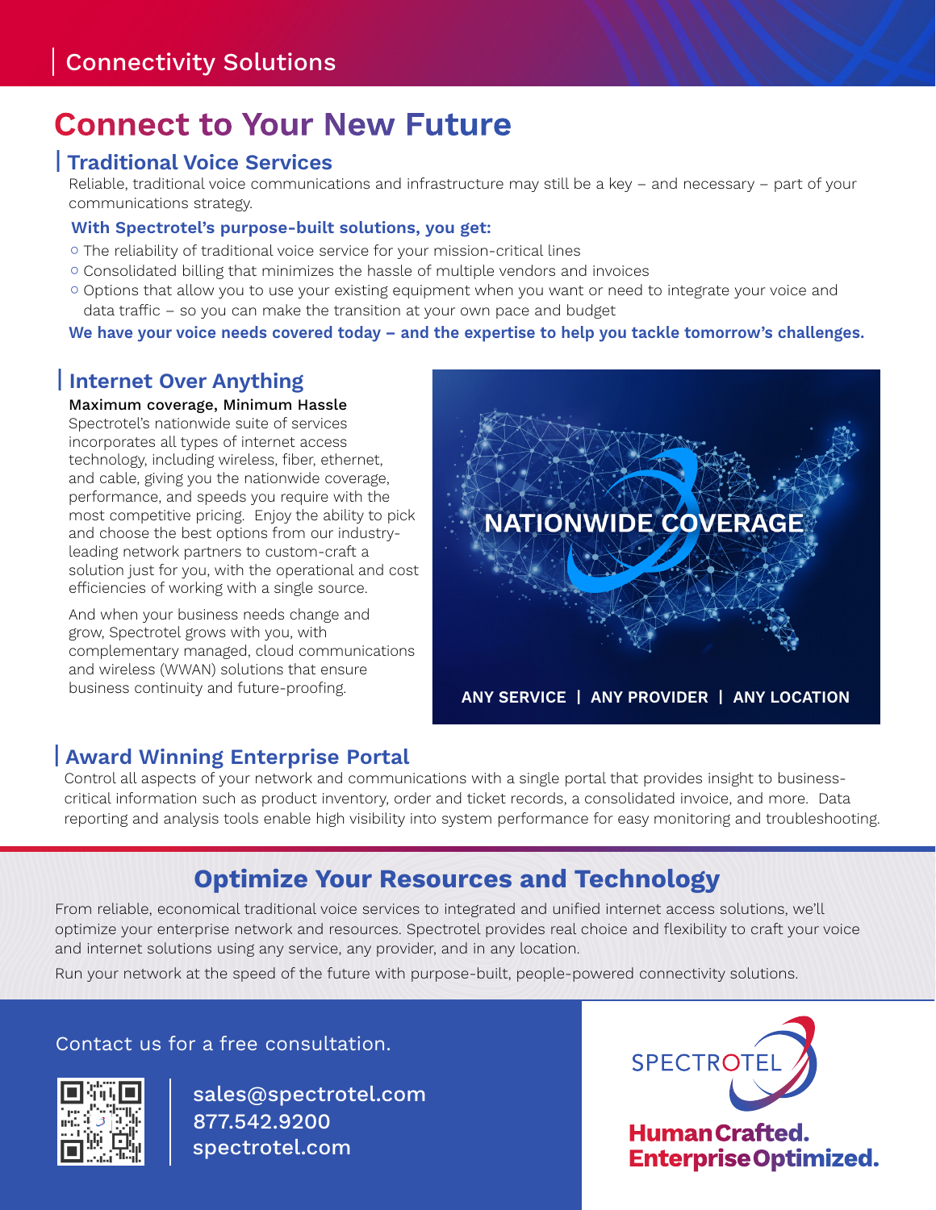Connectivity Solutions

# Connect to Your New Future

## Traditional Voice Services

Reliable, traditional voice communications and infrastructure may still be a key – and necessary – part of your communications strategy.

**With Spectrotel's purpose-built solutions, you get:**

- The reliability of traditional voice service for your mission-critical lines
- Consolidated billing that minimizes the hassle of multiple vendors and invoices
- Options that allow you to use your existing equipment when you want or need to integrate your voice and data traffic – so you can make the transition at your own pace and budget

**We have your voice needs covered today – and the expertise to help you tackle tomorrow's challenges.**

## Internet Over Anything

**Maximum coverage, Minimum Hassle**

Spectrotel's nationwide suite of services incorporates all types of internet access technology, including wireless, fiber, ethernet, and cable, giving you the nationwide coverage, performance, and speeds you require with the most competitive pricing. Enjoy the ability to pick and choose the best options from our industry-leading network partners to custom-craft a solution just for you, with the operational and cost efficiencies of working with a single source.

And when your business needs change and grow, Spectrotel grows with you, with complementary managed, cloud communications and wireless (WWAN) solutions that ensure business continuity and future-proofing.

NATIONWIDE COVERAGE

ANY SERVICE | ANY PROVIDER | ANY LOCATION

## Award Winning Enterprise Portal

Control all aspects of your network and communications with a single portal that provides insight to business-critical information such as product inventory, order and ticket records, a consolidated invoice, and more. Data reporting and analysis tools enable high visibility into system performance for easy monitoring and troubleshooting.

## Optimize Your Resources and Technology

From reliable, economical traditional voice services to integrated and unified internet access solutions, we'll optimize your enterprise network and resources. Spectrotel provides real choice and flexibility to craft your voice and internet solutions using any service, any provider, and in any location.

Run your network at the speed of the future with purpose-built, people-powered connectivity solutions.

Contact us for a free consultation.

sales@spectrotel.com
877.542.9200
spectrotel.com

SPECTROTEL

**Human Crafted.**
**Enterprise Optimized.**